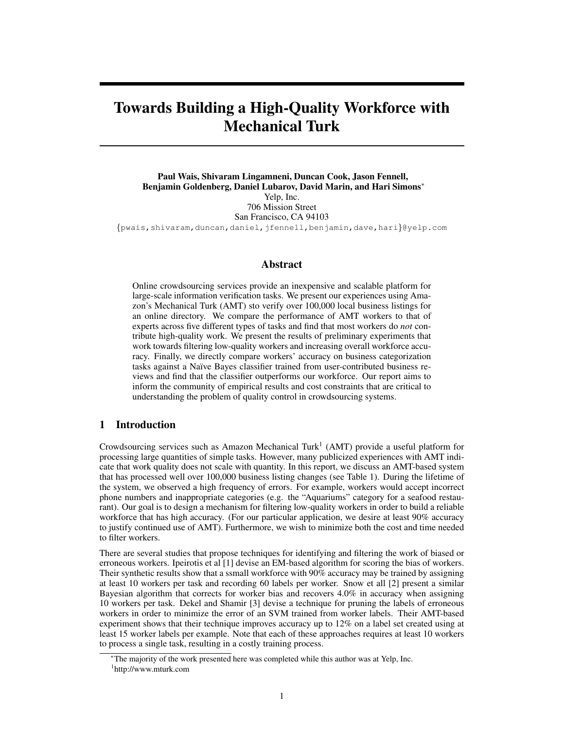# Towards Building a High-Quality Workforce with Mechanical Turk

**Paul Wais, Shivaram Lingamneni, Duncan Cook, Jason Fennell, Benjamin Goldenberg, Daniel Lubarov, David Marin, and Hari Simons***
Yelp, Inc.
706 Mission Street
San Francisco, CA 94103
{pwais,shivaram,duncan,daniel,jfennell,benjamin,dave,hari}@yelp.com

## Abstract

Online crowdsourcing services provide an inexpensive and scalable platform for large-scale information verification tasks. We present our experiences using Amazon's Mechanical Turk (AMT) sto verify over 100,000 local business listings for an online directory. We compare the performance of AMT workers to that of experts across five different types of tasks and find that most workers do *not* contribute high-quality work. We present the results of preliminary experiments that work towards filtering low-quality workers and increasing overall workforce accuracy. Finally, we directly compare workers' accuracy on business categorization tasks against a Naïve Bayes classifier trained from user-contributed business reviews and find that the classifier outperforms our workforce. Our report aims to inform the community of empirical results and cost constraints that are critical to understanding the problem of quality control in crowdsourcing systems.

## 1 Introduction

Crowdsourcing services such as Amazon Mechanical Turk[1] (AMT) provide a useful platform for processing large quantities of simple tasks. However, many publicized experiences with AMT indicate that work quality does not scale with quantity. In this report, we discuss an AMT-based system that has processed well over 100,000 business listing changes (see Table 1). During the lifetime of the system, we observed a high frequency of errors. For example, workers would accept incorrect phone numbers and inappropriate categories (e.g. the "Aquariums" category for a seafood restaurant). Our goal is to design a mechanism for filtering low-quality workers in order to build a reliable workforce that has high accuracy. (For our particular application, we desire at least 90% accuracy to justify continued use of AMT). Furthermore, we wish to minimize both the cost and time needed to filter workers.

There are several studies that propose techniques for identifying and filtering the work of biased or erroneous workers. Ipeirotis et al [1] devise an EM-based algorithm for scoring the bias of workers. Their synthetic results show that a ssmall workforce with 90% accuracy may be trained by assigning at least 10 workers per task and recording 60 labels per worker. Snow et all [2] present a similar Bayesian algorithm that corrects for worker bias and recovers 4.0% in accuracy when assigning 10 workers per task. Dekel and Shamir [3] devise a technique for pruning the labels of erroneous workers in order to minimize the error of an SVM trained from worker labels. Their AMT-based experiment shows that their technique improves accuracy up to 12% on a label set created using at least 15 worker labels per example. Note that each of these approaches requires at least 10 workers to process a single task, resulting in a costly training process.

*The majority of the work presented here was completed while this author was at Yelp, Inc.

[1] http://www.mturk.com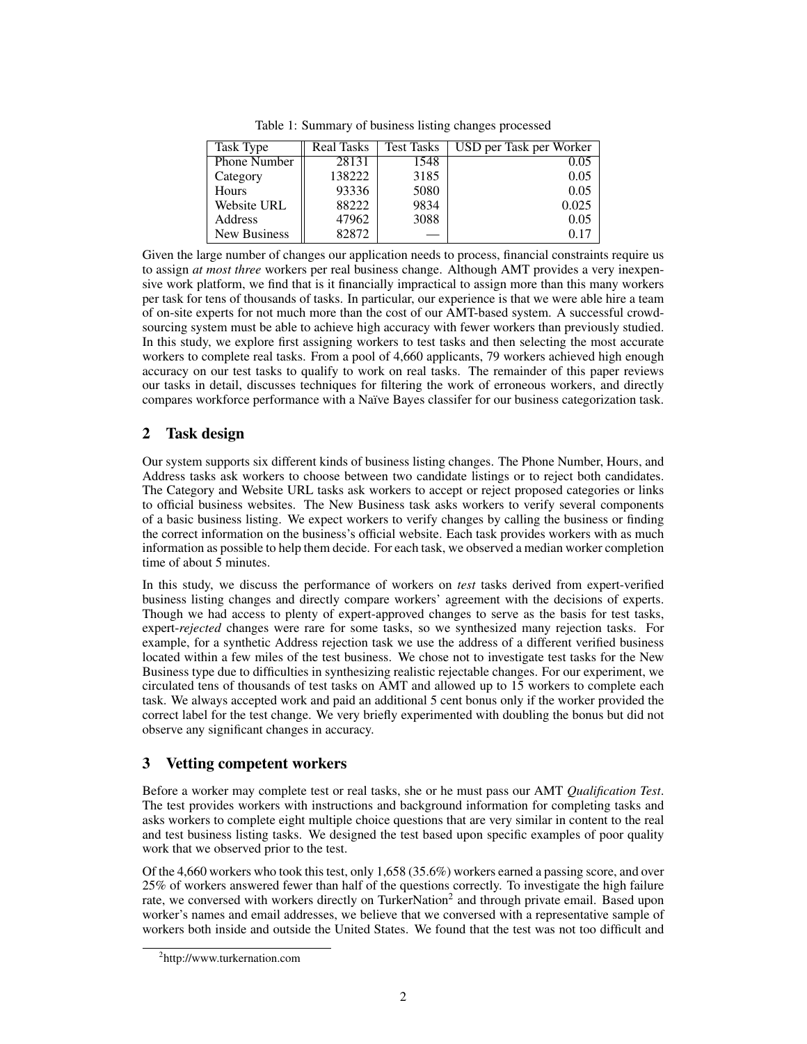Table 1: Summary of business listing changes processed

| Task Type | Real Tasks | Test Tasks | USD per Task per Worker |
|---|---|---|---|
| Phone Number | 28131 | 1548 | 0.05 |
| Category | 138222 | 3185 | 0.05 |
| Hours | 93336 | 5080 | 0.05 |
| Website URL | 88222 | 9834 | 0.025 |
| Address | 47962 | 3088 | 0.05 |
| New Business | 82872 | — | 0.17 |

Given the large number of changes our application needs to process, financial constraints require us to assign *at most three* workers per real business change. Although AMT provides a very inexpensive work platform, we find that is it financially impractical to assign more than this many workers per task for tens of thousands of tasks. In particular, our experience is that we were able hire a team of on-site experts for not much more than the cost of our AMT-based system. A successful crowdsourcing system must be able to achieve high accuracy with fewer workers than previously studied. In this study, we explore first assigning workers to test tasks and then selecting the most accurate workers to complete real tasks. From a pool of 4,660 applicants, 79 workers achieved high enough accuracy on our test tasks to qualify to work on real tasks. The remainder of this paper reviews our tasks in detail, discusses techniques for filtering the work of erroneous workers, and directly compares workforce performance with a Naïve Bayes classifer for our business categorization task.

## 2 Task design

Our system supports six different kinds of business listing changes. The Phone Number, Hours, and Address tasks ask workers to choose between two candidate listings or to reject both candidates. The Category and Website URL tasks ask workers to accept or reject proposed categories or links to official business websites. The New Business task asks workers to verify several components of a basic business listing. We expect workers to verify changes by calling the business or finding the correct information on the business's official website. Each task provides workers with as much information as possible to help them decide. For each task, we observed a median worker completion time of about 5 minutes.

In this study, we discuss the performance of workers on *test* tasks derived from expert-verified business listing changes and directly compare workers' agreement with the decisions of experts. Though we had access to plenty of expert-approved changes to serve as the basis for test tasks, expert-*rejected* changes were rare for some tasks, so we synthesized many rejection tasks. For example, for a synthetic Address rejection task we use the address of a different verified business located within a few miles of the test business. We chose not to investigate test tasks for the New Business type due to difficulties in synthesizing realistic rejectable changes. For our experiment, we circulated tens of thousands of test tasks on AMT and allowed up to 15 workers to complete each task. We always accepted work and paid an additional 5 cent bonus only if the worker provided the correct label for the test change. We very briefly experimented with doubling the bonus but did not observe any significant changes in accuracy.

## 3 Vetting competent workers

Before a worker may complete test or real tasks, she or he must pass our AMT *Qualification Test*. The test provides workers with instructions and background information for completing tasks and asks workers to complete eight multiple choice questions that are very similar in content to the real and test business listing tasks. We designed the test based upon specific examples of poor quality work that we observed prior to the test.

Of the 4,660 workers who took this test, only 1,658 (35.6%) workers earned a passing score, and over 25% of workers answered fewer than half of the questions correctly. To investigate the high failure rate, we conversed with workers directly on TurkerNation[2] and through private email. Based upon worker's names and email addresses, we believe that we conversed with a representative sample of workers both inside and outside the United States. We found that the test was not too difficult and

[2] http://www.turkernation.com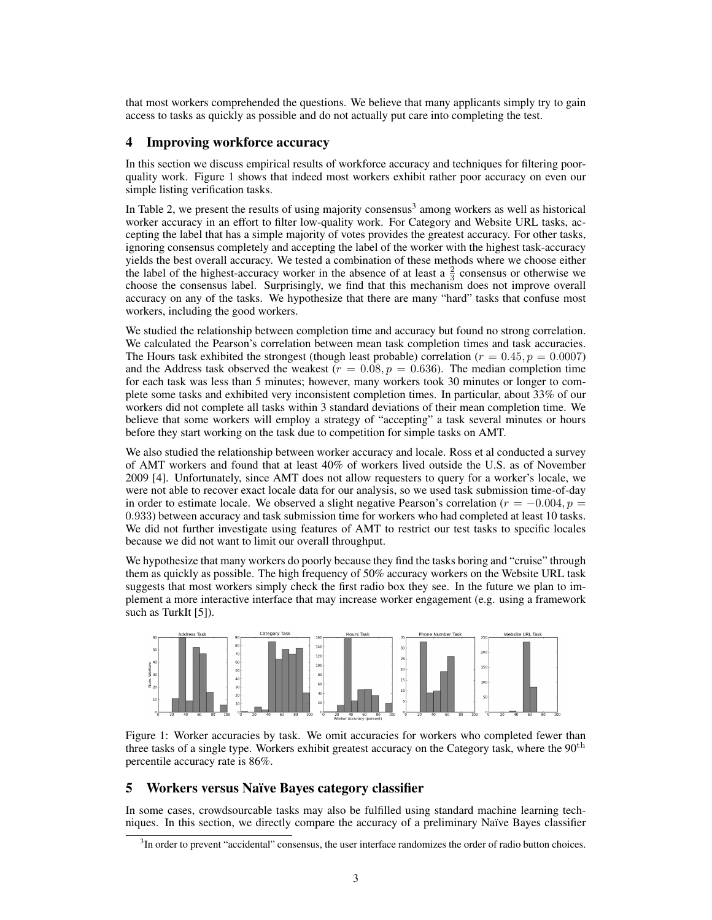that most workers comprehended the questions. We believe that many applicants simply try to gain access to tasks as quickly as possible and do not actually put care into completing the test.

## 4 Improving workforce accuracy

In this section we discuss empirical results of workforce accuracy and techniques for filtering poor-quality work. Figure 1 shows that indeed most workers exhibit rather poor accuracy on even our simple listing verification tasks.

In Table 2, we present the results of using majority consensus[3] among workers as well as historical worker accuracy in an effort to filter low-quality work. For Category and Website URL tasks, accepting the label that has a simple majority of votes provides the greatest accuracy. For other tasks, ignoring consensus completely and accepting the label of the worker with the highest task-accuracy yields the best overall accuracy. We tested a combination of these methods where we choose either the label of the highest-accuracy worker in the absence of at least a $\frac{2}{3}$ consensus or otherwise we choose the consensus label. Surprisingly, we find that this mechanism does not improve overall accuracy on any of the tasks. We hypothesize that there are many "hard" tasks that confuse most workers, including the good workers.

We studied the relationship between completion time and accuracy but found no strong correlation. We calculated the Pearson's correlation between mean task completion times and task accuracies. The Hours task exhibited the strongest (though least probable) correlation ($r = 0.45, p = 0.0007$) and the Address task observed the weakest ($r = 0.08, p = 0.636$). The median completion time for each task was less than 5 minutes; however, many workers took 30 minutes or longer to complete some tasks and exhibited very inconsistent completion times. In particular, about 33% of our workers did not complete all tasks within 3 standard deviations of their mean completion time. We believe that some workers will employ a strategy of "accepting" a task several minutes or hours before they start working on the task due to competition for simple tasks on AMT.

We also studied the relationship between worker accuracy and locale. Ross et al conducted a survey of AMT workers and found that at least 40% of workers lived outside the U.S. as of November 2009 [4]. Unfortunately, since AMT does not allow requesters to query for a worker's locale, we were not able to recover exact locale data for our analysis, so we used task submission time-of-day in order to estimate locale. We observed a slight negative Pearson's correlation ($r = -0.004, p = 0.933$) between accuracy and task submission time for workers who had completed at least 10 tasks. We did not further investigate using features of AMT to restrict our test tasks to specific locales because we did not want to limit our overall throughput.

We hypothesize that many workers do poorly because they find the tasks boring and "cruise" through them as quickly as possible. The high frequency of 50% accuracy workers on the Website URL task suggests that most workers simply check the first radio box they see. In the future we plan to implement a more interactive interface that may increase worker engagement (e.g. using a framework such as TurkIt [5]).

Figure 1: Worker accuracies by task. We omit accuracies for workers who completed fewer than three tasks of a single type. Workers exhibit greatest accuracy on the Category task, where the $90^{\text{th}}$ percentile accuracy rate is 86%.

## 5 Workers versus Naïve Bayes category classifier

In some cases, crowdsourcable tasks may also be fulfilled using standard machine learning techniques. In this section, we directly compare the accuracy of a preliminary Naïve Bayes classifier

[3] In order to prevent "accidental" consensus, the user interface randomizes the order of radio button choices.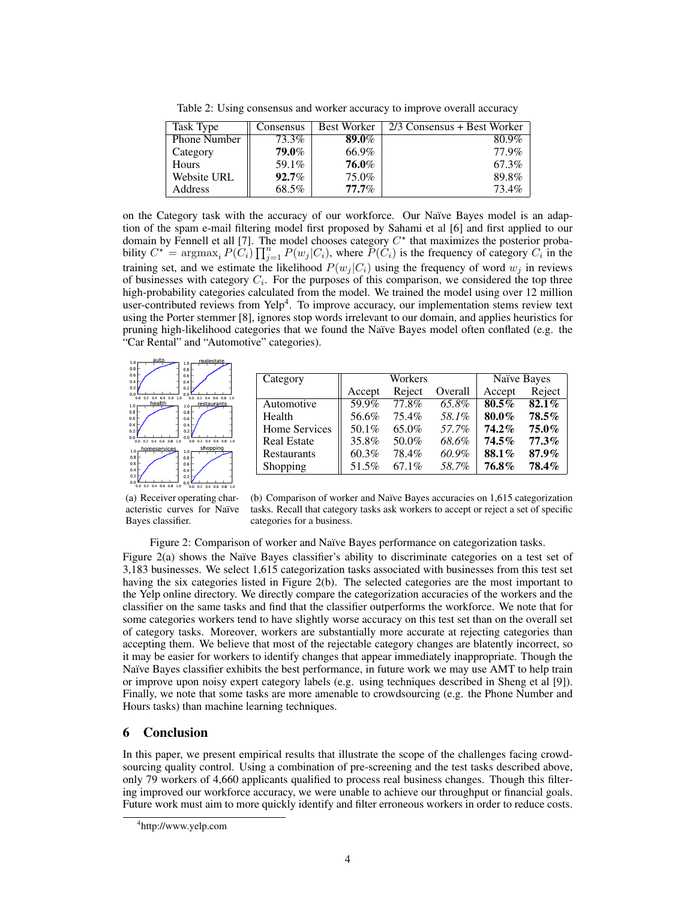Table 2: Using consensus and worker accuracy to improve overall accuracy

| Task Type | Consensus | Best Worker | 2/3 Consensus + Best Worker |
|---|---|---|---|
| Phone Number | 73.3% | **89.0%** | 80.9% |
| Category | **79.0%** | 66.9% | 77.9% |
| Hours | 59.1% | **76.0%** | 67.3% |
| Website URL | **92.7%** | 75.0% | 89.8% |
| Address | 68.5% | **77.7%** | 73.4% |

on the Category task with the accuracy of our workforce. Our Naïve Bayes model is an adaptation of the spam e-mail filtering model first proposed by Sahami et al [6] and first applied to our domain by Fennell et all [7]. The model chooses category $C^\star$ that maximizes the posterior probability $C^\star = \text{argmax}_i \, P(C_i) \prod_{j=1}^{n} P(w_j|C_i)$, where $P(C_i)$ is the frequency of category $C_i$ in the training set, and we estimate the likelihood $P(w_j|C_i)$ using the frequency of word $w_j$ in reviews of businesses with category $C_i$. For the purposes of this comparison, we considered the top three high-probability categories calculated from the model. We trained the model using over 12 million user-contributed reviews from Yelp[4]. To improve accuracy, our implementation stems review text using the Porter stemmer [8], ignores stop words irrelevant to our domain, and applies heuristics for pruning high-likelihood categories that we found the Naïve Bayes model often conflated (e.g. the "Car Rental" and "Automotive" categories).

(a) Receiver operating characteristic curves for Naïve Bayes classifier.

| Category | Workers | | | Naïve Bayes | |
|---|---|---|---|---|---|
| | Accept | Reject | Overall | Accept | Reject |
| Automotive | 59.9% | 77.8% | *65.8%* | **80.5%** | **82.1%** |
| Health | 56.6% | 75.4% | *58.1%* | **80.0%** | **78.5%** |
| Home Services | 50.1% | 65.0% | *57.7%* | **74.2%** | **75.0%** |
| Real Estate | 35.8% | 50.0% | *68.6%* | **74.5%** | **77.3%** |
| Restaurants | 60.3% | 78.4% | *60.9%* | **88.1%** | **87.9%** |
| Shopping | 51.5% | 67.1% | *58.7%* | **76.8%** | **78.4%** |

(b) Comparison of worker and Naïve Bayes accuracies on 1,615 categorization tasks. Recall that category tasks ask workers to accept or reject a set of specific categories for a business.

Figure 2: Comparison of worker and Naïve Bayes performance on categorization tasks.

Figure 2(a) shows the Naïve Bayes classifier's ability to discriminate categories on a test set of 3,183 businesses. We select 1,615 categorization tasks associated with businesses from this test set having the six categories listed in Figure 2(b). The selected categories are the most important to the Yelp online directory. We directly compare the categorization accuracies of the workers and the classifier on the same tasks and find that the classifier outperforms the workforce. We note that for some categories workers tend to have slightly worse accuracy on this test set than on the overall set of category tasks. Moreover, workers are substantially more accurate at rejecting categories than accepting them. We believe that most of the rejectable category changes are blatently incorrect, so it may be easier for workers to identify changes that appear immediately inappropriate. Though the Naïve Bayes classifier exhibits the best performance, in future work we may use AMT to help train or improve upon noisy expert category labels (e.g. using techniques described in Sheng et al [9]). Finally, we note that some tasks are more amenable to crowdsourcing (e.g. the Phone Number and Hours tasks) than machine learning techniques.

## 6 Conclusion

In this paper, we present empirical results that illustrate the scope of the challenges facing crowdsourcing quality control. Using a combination of pre-screening and the test tasks described above, only 79 workers of 4,660 applicants qualified to process real business changes. Though this filtering improved our workforce accuracy, we were unable to achieve our throughput or financial goals. Future work must aim to more quickly identify and filter erroneous workers in order to reduce costs.

[4] http://www.yelp.com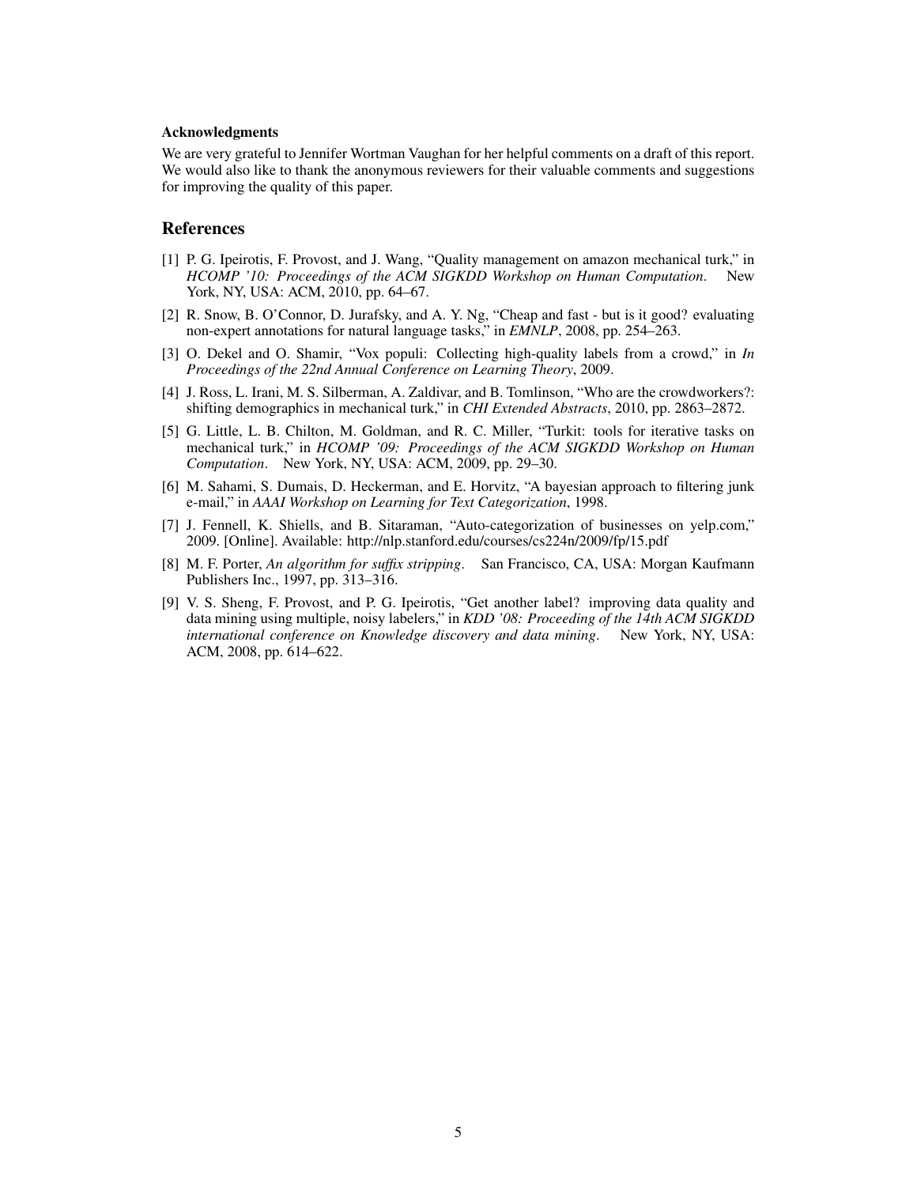#### Acknowledgments

We are very grateful to Jennifer Wortman Vaughan for her helpful comments on a draft of this report. We would also like to thank the anonymous reviewers for their valuable comments and suggestions for improving the quality of this paper.

## References

[1] P. G. Ipeirotis, F. Provost, and J. Wang, "Quality management on amazon mechanical turk," in *HCOMP '10: Proceedings of the ACM SIGKDD Workshop on Human Computation*. New York, NY, USA: ACM, 2010, pp. 64–67.

[2] R. Snow, B. O'Connor, D. Jurafsky, and A. Y. Ng, "Cheap and fast - but is it good? evaluating non-expert annotations for natural language tasks," in *EMNLP*, 2008, pp. 254–263.

[3] O. Dekel and O. Shamir, "Vox populi: Collecting high-quality labels from a crowd," in *In Proceedings of the 22nd Annual Conference on Learning Theory*, 2009.

[4] J. Ross, L. Irani, M. S. Silberman, A. Zaldivar, and B. Tomlinson, "Who are the crowdworkers?: shifting demographics in mechanical turk," in *CHI Extended Abstracts*, 2010, pp. 2863–2872.

[5] G. Little, L. B. Chilton, M. Goldman, and R. C. Miller, "Turkit: tools for iterative tasks on mechanical turk," in *HCOMP '09: Proceedings of the ACM SIGKDD Workshop on Human Computation*. New York, NY, USA: ACM, 2009, pp. 29–30.

[6] M. Sahami, S. Dumais, D. Heckerman, and E. Horvitz, "A bayesian approach to filtering junk e-mail," in *AAAI Workshop on Learning for Text Categorization*, 1998.

[7] J. Fennell, K. Shiells, and B. Sitaraman, "Auto-categorization of businesses on yelp.com," 2009. [Online]. Available: http://nlp.stanford.edu/courses/cs224n/2009/fp/15.pdf

[8] M. F. Porter, *An algorithm for suffix stripping*. San Francisco, CA, USA: Morgan Kaufmann Publishers Inc., 1997, pp. 313–316.

[9] V. S. Sheng, F. Provost, and P. G. Ipeirotis, "Get another label? improving data quality and data mining using multiple, noisy labelers," in *KDD '08: Proceeding of the 14th ACM SIGKDD international conference on Knowledge discovery and data mining*. New York, NY, USA: ACM, 2008, pp. 614–622.